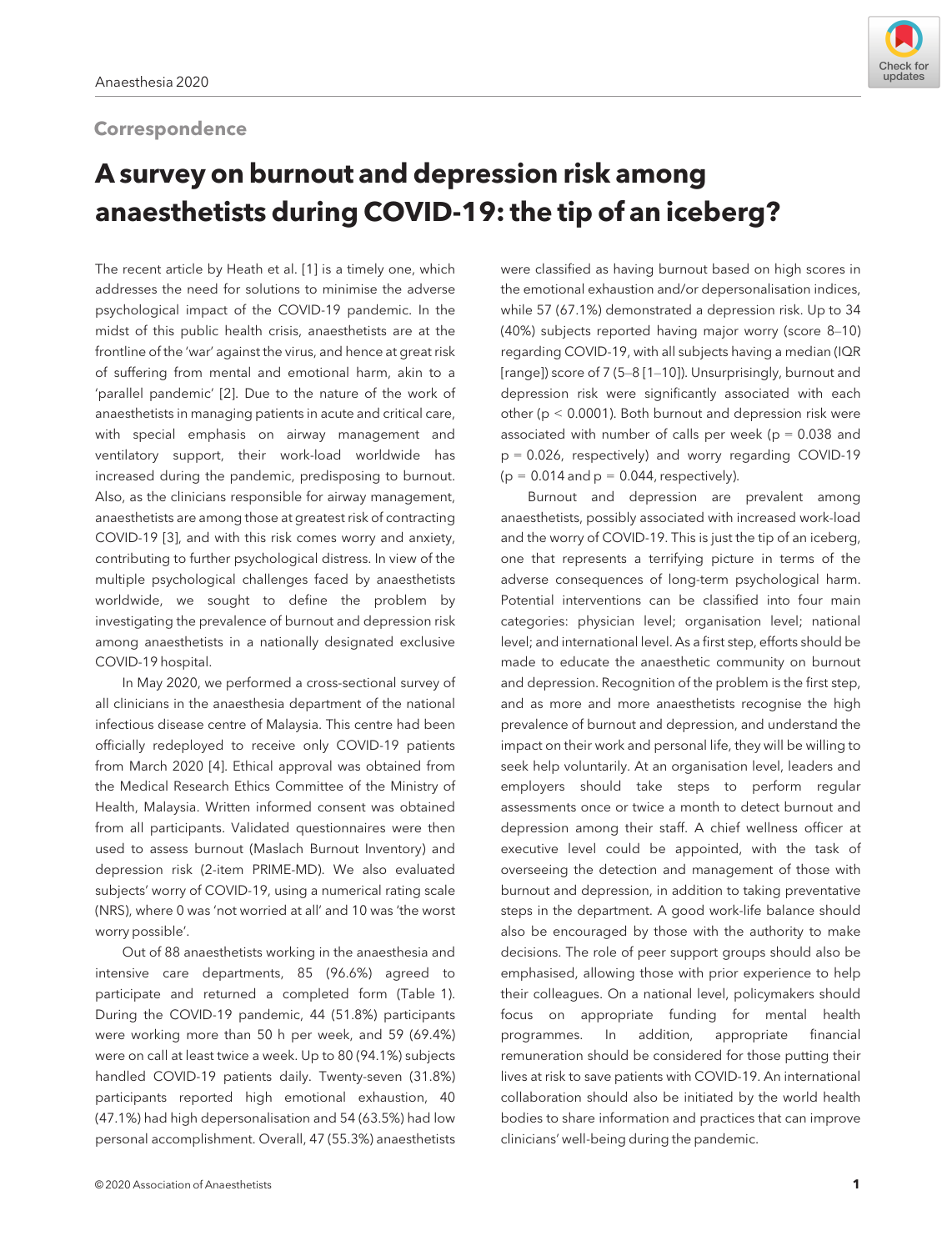Correspondence

# A survey on burnout and depression risk among anaesthetists during COVID-19: the tip of an iceberg?

The recent article by Heath et al. [1] is a timely one, which addresses the need for solutions to minimise the adverse psychological impact of the COVID-19 pandemic. In the midst of this public health crisis, anaesthetists are at the frontline of the 'war' against the virus, and hence at great risk of suffering from mental and emotional harm, akin to a 'parallel pandemic' [2]. Due to the nature of the work of anaesthetists in managing patients in acute and critical care, with special emphasis on airway management and ventilatory support, their work-load worldwide has increased during the pandemic, predisposing to burnout. Also, as the clinicians responsible for airway management, anaesthetists are among those at greatest risk of contracting COVID-19 [3], and with this risk comes worry and anxiety, contributing to further psychological distress. In view of the multiple psychological challenges faced by anaesthetists worldwide, we sought to define the problem by investigating the prevalence of burnout and depression risk among anaesthetists in a nationally designated exclusive COVID-19 hospital.

In May 2020, we performed a cross-sectional survey of all clinicians in the anaesthesia department of the national infectious disease centre of Malaysia. This centre had been officially redeployed to receive only COVID-19 patients from March 2020 [4]. Ethical approval was obtained from the Medical Research Ethics Committee of the Ministry of Health, Malaysia. Written informed consent was obtained from all participants. Validated questionnaires were then used to assess burnout (Maslach Burnout Inventory) and depression risk (2-item PRIME-MD). We also evaluated subjects' worry of COVID-19, using a numerical rating scale (NRS), where 0 was 'not worried at all' and 10 was 'the worst worry possible'.

Out of 88 anaesthetists working in the anaesthesia and intensive care departments, 85 (96.6%) agreed to participate and returned a completed form (Table 1). During the COVID-19 pandemic, 44 (51.8%) participants were working more than 50 h per week, and 59 (69.4%) were on call at least twice a week. Up to 80 (94.1%) subjects handled COVID-19 patients daily. Twenty-seven (31.8%) participants reported high emotional exhaustion, 40 (47.1%) had high depersonalisation and 54 (63.5%) had low personal accomplishment. Overall, 47 (55.3%) anaesthetists were classified as having burnout based on high scores in the emotional exhaustion and/or depersonalisation indices, while 57 (67.1%) demonstrated a depression risk. Up to 34 (40%) subjects reported having major worry (score 8–10) regarding COVID-19, with all subjects having a median (IQR [range]) score of 7 (5–8 [1–10]). Unsurprisingly, burnout and depression risk were significantly associated with each other ($p < 0.0001$). Both burnout and depression risk were associated with number of calls per week ($p = 0.038$ and $p = 0.026$, respectively) and worry regarding COVID-19 ($p = 0.014$ and $p = 0.044$, respectively).

Burnout and depression are prevalent among anaesthetists, possibly associated with increased work-load and the worry of COVID-19. This is just the tip of an iceberg, one that represents a terrifying picture in terms of the adverse consequences of long-term psychological harm. Potential interventions can be classified into four main categories: physician level; organisation level; national level; and international level. As a first step, efforts should be made to educate the anaesthetic community on burnout and depression. Recognition of the problem is the first step, and as more and more anaesthetists recognise the high prevalence of burnout and depression, and understand the impact on their work and personal life, they will be willing to seek help voluntarily. At an organisation level, leaders and employers should take steps to perform regular assessments once or twice a month to detect burnout and depression among their staff. A chief wellness officer at executive level could be appointed, with the task of overseeing the detection and management of those with burnout and depression, in addition to taking preventative steps in the department. A good work-life balance should also be encouraged by those with the authority to make decisions. The role of peer support groups should also be emphasised, allowing those with prior experience to help their colleagues. On a national level, policymakers should focus on appropriate funding for mental health programmes. In addition, appropriate financial remuneration should be considered for those putting their lives at risk to save patients with COVID-19. An international collaboration should also be initiated by the world health bodies to share information and practices that can improve clinicians' well-being during the pandemic.

© 2020 Association of Anaesthetists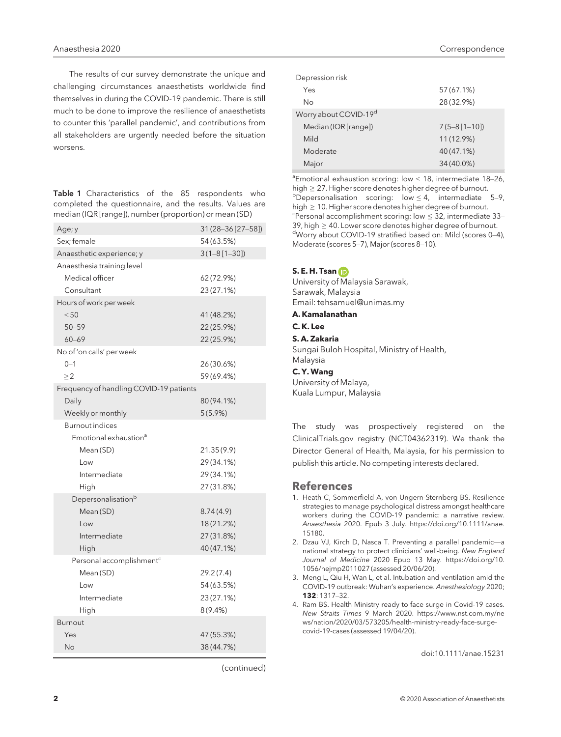The results of our survey demonstrate the unique and challenging circumstances anaesthetists worldwide find themselves in during the COVID-19 pandemic. There is still much to be done to improve the resilience of anaesthetists to counter this 'parallel pandemic', and contributions from all stakeholders are urgently needed before the situation worsens.

**Table 1** Characteristics of the 85 respondents who completed the questionnaire, and the results. Values are median (IQR [range]), number (proportion) or mean (SD)

| | |
|---|---|
| Age; y | 31 (28–36 [27–58]) |
| Sex; female | 54 (63.5%) |
| Anaesthetic experience; y | 3 (1–8 [1–30]) |
| Anaesthesia training level | |
| Medical officer | 62 (72.9%) |
| Consultant | 23 (27.1%) |
| Hours of work per week | |
| < 50 | 41 (48.2%) |
| 50–59 | 22 (25.9%) |
| 60–69 | 22 (25.9%) |
| No of 'on calls' per week | |
| 0–1 | 26 (30.6%) |
| ≥ 2 | 59 (69.4%) |
| Frequency of handling COVID-19 patients | |
| Daily | 80 (94.1%) |
| Weekly or monthly | 5 (5.9%) |
| Burnout indices | |
| Emotional exhaustion[a] | |
| Mean (SD) | 21.35 (9.9) |
| Low | 29 (34.1%) |
| Intermediate | 29 (34.1%) |
| High | 27 (31.8%) |
| Depersonalisation[b] | |
| Mean (SD) | 8.74 (4.9) |
| Low | 18 (21.2%) |
| Intermediate | 27 (31.8%) |
| High | 40 (47.1%) |
| Personal accomplishment[c] | |
| Mean (SD) | 29.2 (7.4) |
| Low | 54 (63.5%) |
| Intermediate | 23 (27.1%) |
| High | 8 (9.4%) |
| Burnout | |
| Yes | 47 (55.3%) |
| No | 38 (44.7%) |
| Depression risk | |
| Yes | 57 (67.1%) |
| No | 28 (32.9%) |
| Worry about COVID-19[d] | |
| Median (IQR [range]) | 7 (5–8 [1–10]) |
| Mild | 11 (12.9%) |
| Moderate | 40 (47.1%) |
| Major | 34 (40.0%) |

[a]Emotional exhaustion scoring: low < 18, intermediate 18–26, high ≥ 27. Higher score denotes higher degree of burnout.
[b]Depersonalisation scoring: low ≤ 4, intermediate 5–9, high ≥ 10. Higher score denotes higher degree of burnout.
[c]Personal accomplishment scoring: low ≤ 32, intermediate 33–39, high ≥ 40. Lower score denotes higher degree of burnout.
[d]Worry about COVID-19 stratified based on: Mild (scores 0–4), Moderate (scores 5–7), Major (scores 8–10).

**S. E. H. Tsan**
University of Malaysia Sarawak,
Sarawak, Malaysia
Email: tehsamuel@unimas.my

**A. Kamalanathan**

**C. K. Lee**

**S. A. Zakaria**
Sungai Buloh Hospital, Ministry of Health,
Malaysia

**C. Y. Wang**
University of Malaya,
Kuala Lumpur, Malaysia

The study was prospectively registered on the ClinicalTrials.gov registry (NCT04362319). We thank the Director General of Health, Malaysia, for his permission to publish this article. No competing interests declared.

## References

1. Heath C, Sommerfield A, von Ungern-Sternberg BS. Resilience strategies to manage psychological distress amongst healthcare workers during the COVID-19 pandemic: a narrative review. *Anaesthesia* 2020. Epub 3 July. https://doi.org/10.1111/anae.15180.
2. Dzau VJ, Kirch D, Nasca T. Preventing a parallel pandemic—a national strategy to protect clinicians' well-being. *New England Journal of Medicine* 2020 Epub 13 May. https://doi.org/10.1056/nejmp2011027 (assessed 20/06/20).
3. Meng L, Qiu H, Wan L, et al. Intubation and ventilation amid the COVID-19 outbreak: Wuhan's experience. *Anesthesiology* 2020; **132**: 1317–32.
4. Ram BS. Health Ministry ready to face surge in Covid-19 cases. *New Straits Times* 9 March 2020. https://www.nst.com.my/news/nation/2020/03/573205/health-ministry-ready-face-surge-covid-19-cases (assessed 19/04/20).

doi:10.1111/anae.15231